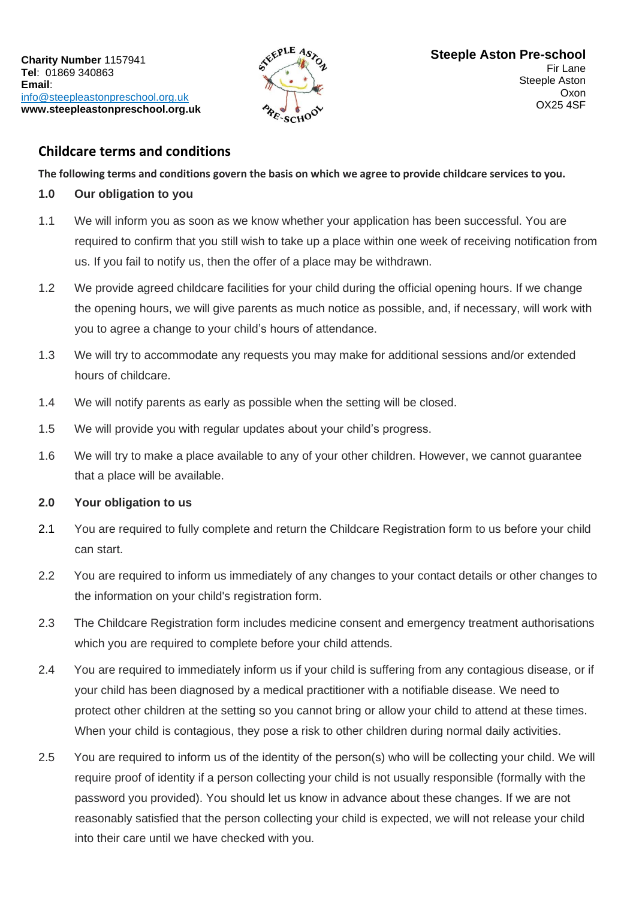**Charity Number** 1157941
**Tel**: 01869 340863
**Email**:
info@steepleastonpreschool.org.uk
**www.steepleastonpreschool.org.uk**

**Steeple Aston Pre-school**
Fir Lane
Steeple Aston
Oxon
OX25 4SF

## Childcare terms and conditions

**The following terms and conditions govern the basis on which we agree to provide childcare services to you.**

### 1.0 Our obligation to you

1.1 We will inform you as soon as we know whether your application has been successful. You are required to confirm that you still wish to take up a place within one week of receiving notification from us. If you fail to notify us, then the offer of a place may be withdrawn.

1.2 We provide agreed childcare facilities for your child during the official opening hours. If we change the opening hours, we will give parents as much notice as possible, and, if necessary, will work with you to agree a change to your child's hours of attendance.

1.3 We will try to accommodate any requests you may make for additional sessions and/or extended hours of childcare.

1.4 We will notify parents as early as possible when the setting will be closed.

1.5 We will provide you with regular updates about your child's progress.

1.6 We will try to make a place available to any of your other children. However, we cannot guarantee that a place will be available.

### 2.0 Your obligation to us

2.1 You are required to fully complete and return the Childcare Registration form to us before your child can start.

2.2 You are required to inform us immediately of any changes to your contact details or other changes to the information on your child's registration form.

2.3 The Childcare Registration form includes medicine consent and emergency treatment authorisations which you are required to complete before your child attends.

2.4 You are required to immediately inform us if your child is suffering from any contagious disease, or if your child has been diagnosed by a medical practitioner with a notifiable disease. We need to protect other children at the setting so you cannot bring or allow your child to attend at these times. When your child is contagious, they pose a risk to other children during normal daily activities.

2.5 You are required to inform us of the identity of the person(s) who will be collecting your child. We will require proof of identity if a person collecting your child is not usually responsible (formally with the password you provided). You should let us know in advance about these changes. If we are not reasonably satisfied that the person collecting your child is expected, we will not release your child into their care until we have checked with you.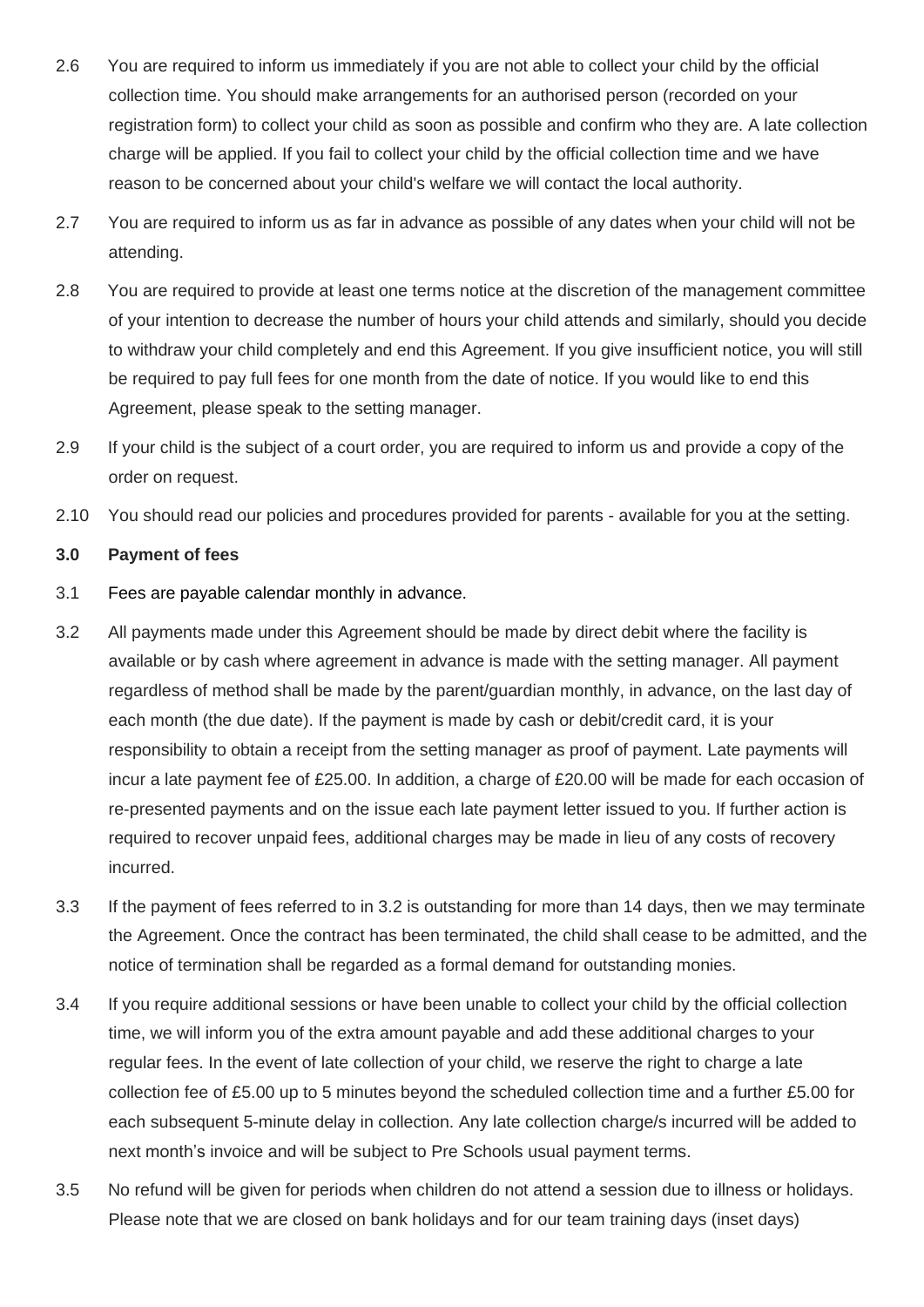2.6 You are required to inform us immediately if you are not able to collect your child by the official collection time. You should make arrangements for an authorised person (recorded on your registration form) to collect your child as soon as possible and confirm who they are. A late collection charge will be applied. If you fail to collect your child by the official collection time and we have reason to be concerned about your child's welfare we will contact the local authority.

2.7 You are required to inform us as far in advance as possible of any dates when your child will not be attending.

2.8 You are required to provide at least one terms notice at the discretion of the management committee of your intention to decrease the number of hours your child attends and similarly, should you decide to withdraw your child completely and end this Agreement. If you give insufficient notice, you will still be required to pay full fees for one month from the date of notice. If you would like to end this Agreement, please speak to the setting manager.

2.9 If your child is the subject of a court order, you are required to inform us and provide a copy of the order on request.

2.10 You should read our policies and procedures provided for parents - available for you at the setting.

**3.0 Payment of fees**

3.1 Fees are payable calendar monthly in advance.

3.2 All payments made under this Agreement should be made by direct debit where the facility is available or by cash where agreement in advance is made with the setting manager. All payment regardless of method shall be made by the parent/guardian monthly, in advance, on the last day of each month (the due date). If the payment is made by cash or debit/credit card, it is your responsibility to obtain a receipt from the setting manager as proof of payment. Late payments will incur a late payment fee of £25.00. In addition, a charge of £20.00 will be made for each occasion of re-presented payments and on the issue each late payment letter issued to you. If further action is required to recover unpaid fees, additional charges may be made in lieu of any costs of recovery incurred.

3.3 If the payment of fees referred to in 3.2 is outstanding for more than 14 days, then we may terminate the Agreement. Once the contract has been terminated, the child shall cease to be admitted, and the notice of termination shall be regarded as a formal demand for outstanding monies.

3.4 If you require additional sessions or have been unable to collect your child by the official collection time, we will inform you of the extra amount payable and add these additional charges to your regular fees. In the event of late collection of your child, we reserve the right to charge a late collection fee of £5.00 up to 5 minutes beyond the scheduled collection time and a further £5.00 for each subsequent 5-minute delay in collection. Any late collection charge/s incurred will be added to next month's invoice and will be subject to Pre Schools usual payment terms.

3.5 No refund will be given for periods when children do not attend a session due to illness or holidays. Please note that we are closed on bank holidays and for our team training days (inset days)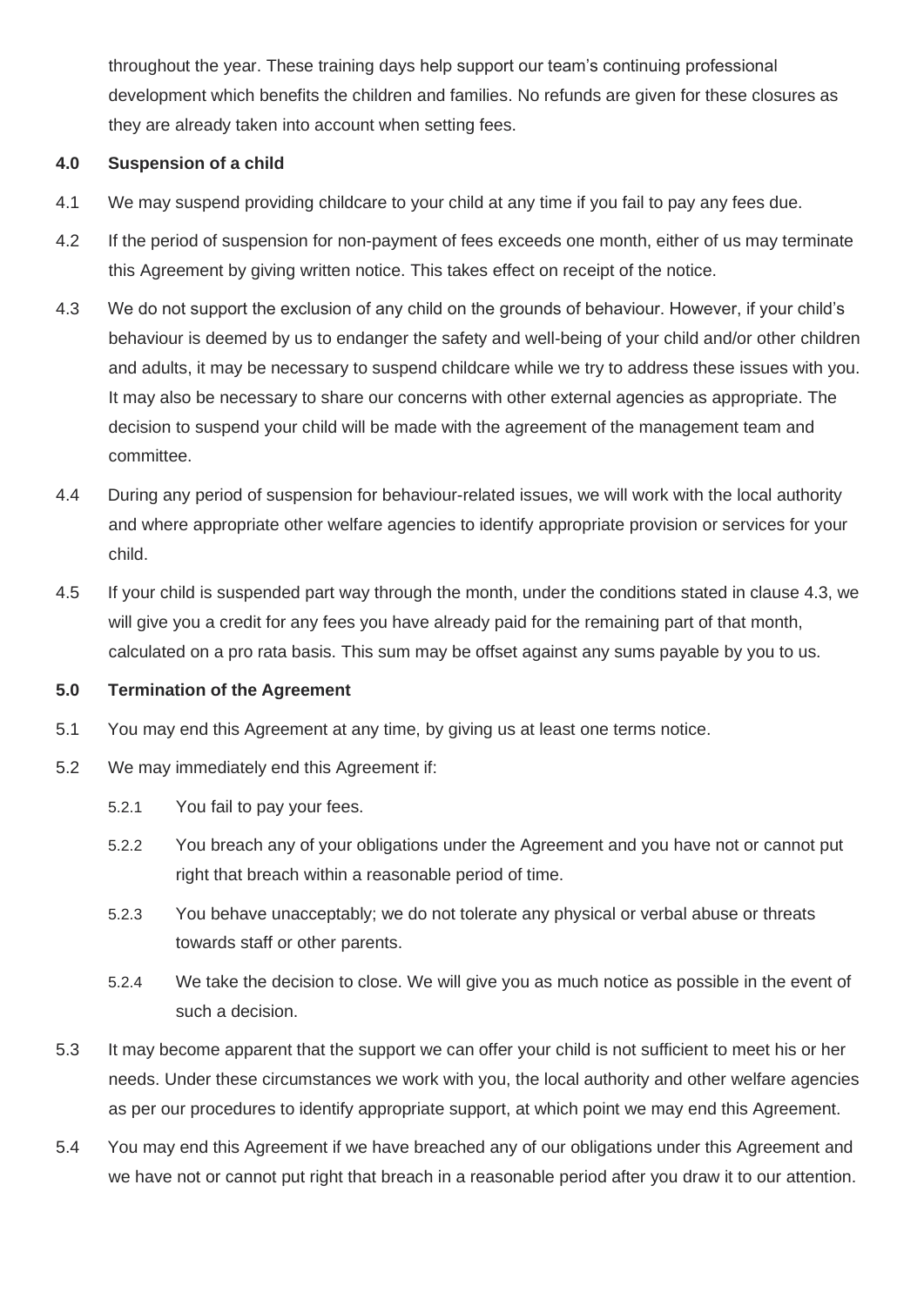throughout the year. These training days help support our team's continuing professional development which benefits the children and families. No refunds are given for these closures as they are already taken into account when setting fees.

**4.0 Suspension of a child**

4.1 We may suspend providing childcare to your child at any time if you fail to pay any fees due.

4.2 If the period of suspension for non-payment of fees exceeds one month, either of us may terminate this Agreement by giving written notice. This takes effect on receipt of the notice.

4.3 We do not support the exclusion of any child on the grounds of behaviour. However, if your child's behaviour is deemed by us to endanger the safety and well-being of your child and/or other children and adults, it may be necessary to suspend childcare while we try to address these issues with you. It may also be necessary to share our concerns with other external agencies as appropriate. The decision to suspend your child will be made with the agreement of the management team and committee.

4.4 During any period of suspension for behaviour-related issues, we will work with the local authority and where appropriate other welfare agencies to identify appropriate provision or services for your child.

4.5 If your child is suspended part way through the month, under the conditions stated in clause 4.3, we will give you a credit for any fees you have already paid for the remaining part of that month, calculated on a pro rata basis. This sum may be offset against any sums payable by you to us.

**5.0 Termination of the Agreement**

5.1 You may end this Agreement at any time, by giving us at least one terms notice.

5.2 We may immediately end this Agreement if:

- 5.2.1 You fail to pay your fees.
- 5.2.2 You breach any of your obligations under the Agreement and you have not or cannot put right that breach within a reasonable period of time.
- 5.2.3 You behave unacceptably; we do not tolerate any physical or verbal abuse or threats towards staff or other parents.
- 5.2.4 We take the decision to close. We will give you as much notice as possible in the event of such a decision.

5.3 It may become apparent that the support we can offer your child is not sufficient to meet his or her needs. Under these circumstances we work with you, the local authority and other welfare agencies as per our procedures to identify appropriate support, at which point we may end this Agreement.

5.4 You may end this Agreement if we have breached any of our obligations under this Agreement and we have not or cannot put right that breach in a reasonable period after you draw it to our attention.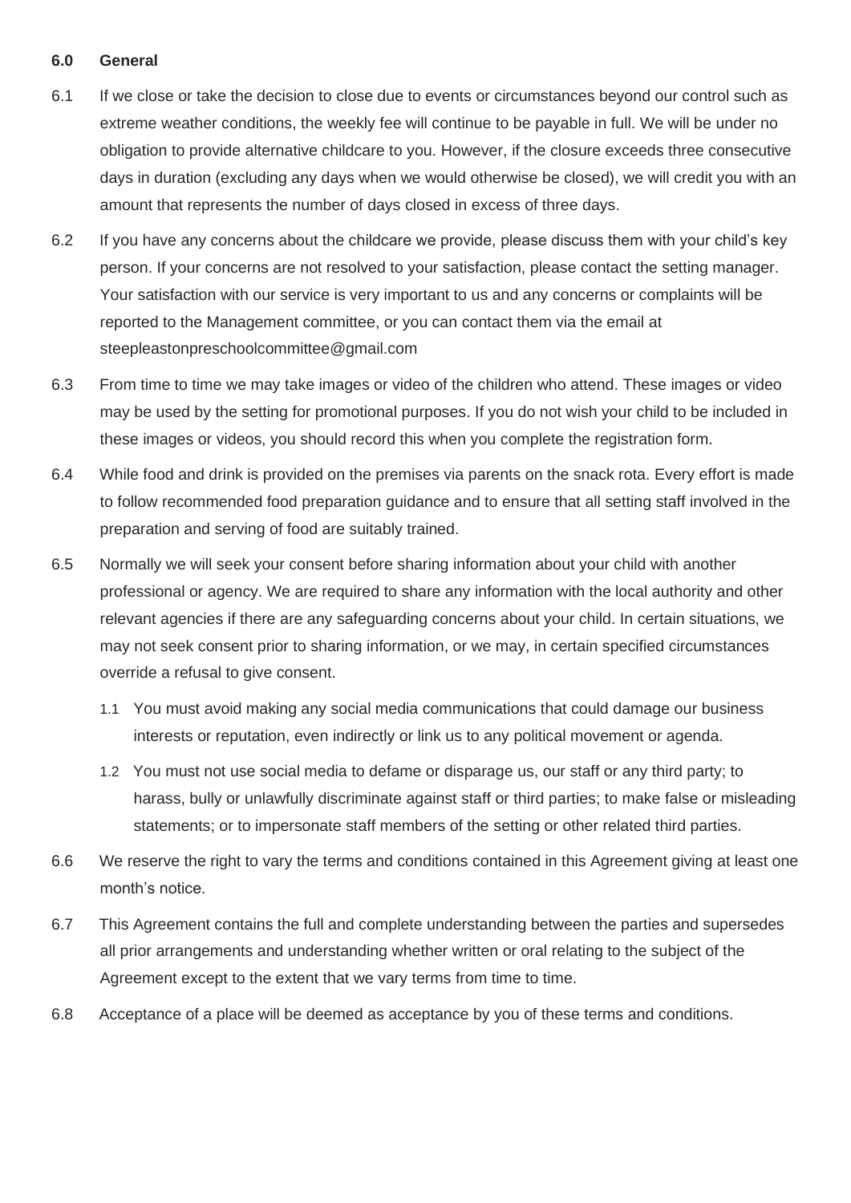**6.0 General**

6.1 If we close or take the decision to close due to events or circumstances beyond our control such as extreme weather conditions, the weekly fee will continue to be payable in full. We will be under no obligation to provide alternative childcare to you. However, if the closure exceeds three consecutive days in duration (excluding any days when we would otherwise be closed), we will credit you with an amount that represents the number of days closed in excess of three days.

6.2 If you have any concerns about the childcare we provide, please discuss them with your child's key person. If your concerns are not resolved to your satisfaction, please contact the setting manager. Your satisfaction with our service is very important to us and any concerns or complaints will be reported to the Management committee, or you can contact them via the email at steepleastonpreschoolcommittee@gmail.com

6.3 From time to time we may take images or video of the children who attend. These images or video may be used by the setting for promotional purposes. If you do not wish your child to be included in these images or videos, you should record this when you complete the registration form.

6.4 While food and drink is provided on the premises via parents on the snack rota. Every effort is made to follow recommended food preparation guidance and to ensure that all setting staff involved in the preparation and serving of food are suitably trained.

6.5 Normally we will seek your consent before sharing information about your child with another professional or agency. We are required to share any information with the local authority and other relevant agencies if there are any safeguarding concerns about your child. In certain situations, we may not seek consent prior to sharing information, or we may, in certain specified circumstances override a refusal to give consent.

  1.1 You must avoid making any social media communications that could damage our business interests or reputation, even indirectly or link us to any political movement or agenda.

  1.2 You must not use social media to defame or disparage us, our staff or any third party; to harass, bully or unlawfully discriminate against staff or third parties; to make false or misleading statements; or to impersonate staff members of the setting or other related third parties.

6.6 We reserve the right to vary the terms and conditions contained in this Agreement giving at least one month's notice.

6.7 This Agreement contains the full and complete understanding between the parties and supersedes all prior arrangements and understanding whether written or oral relating to the subject of the Agreement except to the extent that we vary terms from time to time.

6.8 Acceptance of a place will be deemed as acceptance by you of these terms and conditions.